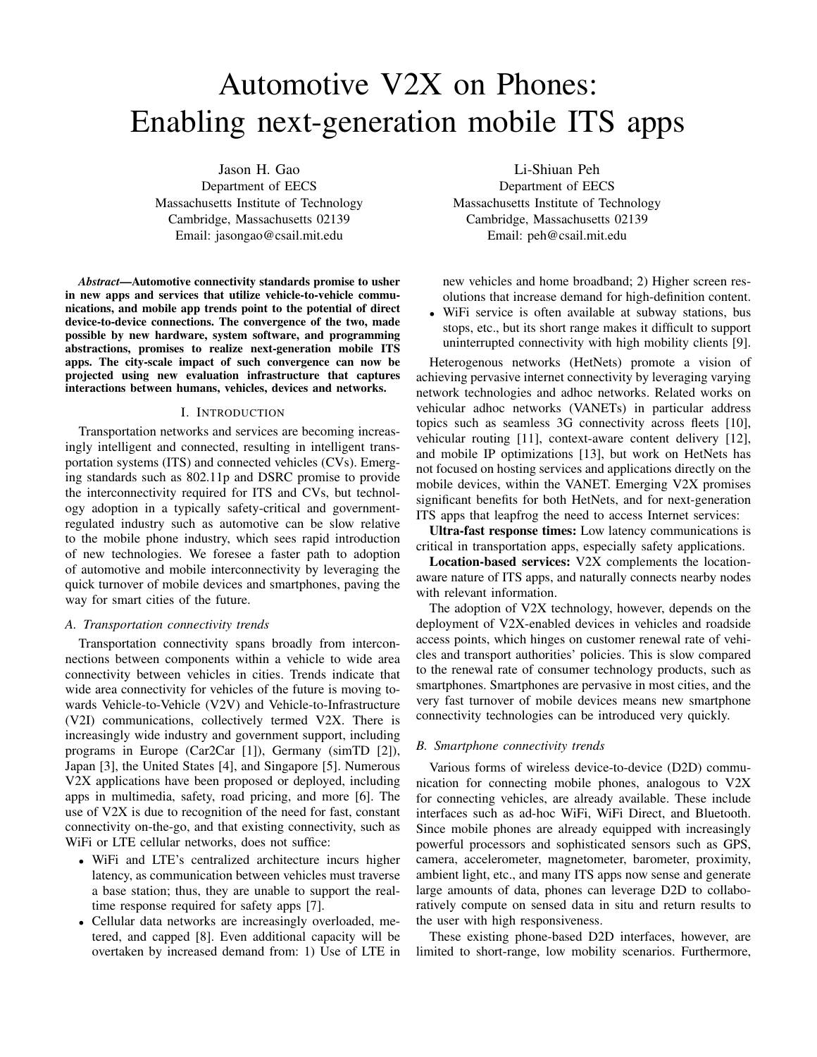# Automotive V2X on Phones: Enabling next-generation mobile ITS apps

Jason H. Gao
Department of EECS
Massachusetts Institute of Technology
Cambridge, Massachusetts 02139
Email: jasongao@csail.mit.edu

Li-Shiuan Peh
Department of EECS
Massachusetts Institute of Technology
Cambridge, Massachusetts 02139
Email: peh@csail.mit.edu

***Abstract*—Automotive connectivity standards promise to usher in new apps and services that utilize vehicle-to-vehicle communications, and mobile app trends point to the potential of direct device-to-device connections. The convergence of the two, made possible by new hardware, system software, and programming abstractions, promises to realize next-generation mobile ITS apps. The city-scale impact of such convergence can now be projected using new evaluation infrastructure that captures interactions between humans, vehicles, devices and networks.**

## I. Introduction

Transportation networks and services are becoming increasingly intelligent and connected, resulting in intelligent transportation systems (ITS) and connected vehicles (CVs). Emerging standards such as 802.11p and DSRC promise to provide the interconnectivity required for ITS and CVs, but technology adoption in a typically safety-critical and government-regulated industry such as automotive can be slow relative to the mobile phone industry, which sees rapid introduction of new technologies. We foresee a faster path to adoption of automotive and mobile interconnectivity by leveraging the quick turnover of mobile devices and smartphones, paving the way for smart cities of the future.

### A. Transportation connectivity trends

Transportation connectivity spans broadly from interconnections between components within a vehicle to wide area connectivity between vehicles in cities. Trends indicate that wide area connectivity for vehicles of the future is moving towards Vehicle-to-Vehicle (V2V) and Vehicle-to-Infrastructure (V2I) communications, collectively termed V2X. There is increasingly wide industry and government support, including programs in Europe (Car2Car [1]), Germany (simTD [2]), Japan [3], the United States [4], and Singapore [5]. Numerous V2X applications have been proposed or deployed, including apps in multimedia, safety, road pricing, and more [6]. The use of V2X is due to recognition of the need for fast, constant connectivity on-the-go, and that existing connectivity, such as WiFi or LTE cellular networks, does not suffice:

- WiFi and LTE's centralized architecture incurs higher latency, as communication between vehicles must traverse a base station; thus, they are unable to support the real-time response required for safety apps [7].
- Cellular data networks are increasingly overloaded, metered, and capped [8]. Even additional capacity will be overtaken by increased demand from: 1) Use of LTE in new vehicles and home broadband; 2) Higher screen resolutions that increase demand for high-definition content.
- WiFi service is often available at subway stations, bus stops, etc., but its short range makes it difficult to support uninterrupted connectivity with high mobility clients [9].

Heterogenous networks (HetNets) promote a vision of achieving pervasive internet connectivity by leveraging varying network technologies and adhoc networks. Related works on vehicular adhoc networks (VANETs) in particular address topics such as seamless 3G connectivity across fleets [10], vehicular routing [11], context-aware content delivery [12], and mobile IP optimizations [13], but work on HetNets has not focused on hosting services and applications directly on the mobile devices, within the VANET. Emerging V2X promises significant benefits for both HetNets, and for next-generation ITS apps that leapfrog the need to access Internet services:

**Ultra-fast response times:** Low latency communications is critical in transportation apps, especially safety applications.

**Location-based services:** V2X complements the location-aware nature of ITS apps, and naturally connects nearby nodes with relevant information.

The adoption of V2X technology, however, depends on the deployment of V2X-enabled devices in vehicles and roadside access points, which hinges on customer renewal rate of vehicles and transport authorities' policies. This is slow compared to the renewal rate of consumer technology products, such as smartphones. Smartphones are pervasive in most cities, and the very fast turnover of mobile devices means new smartphone connectivity technologies can be introduced very quickly.

### B. Smartphone connectivity trends

Various forms of wireless device-to-device (D2D) communication for connecting mobile phones, analogous to V2X for connecting vehicles, are already available. These include interfaces such as ad-hoc WiFi, WiFi Direct, and Bluetooth. Since mobile phones are already equipped with increasingly powerful processors and sophisticated sensors such as GPS, camera, accelerometer, magnetometer, barometer, proximity, ambient light, etc., and many ITS apps now sense and generate large amounts of data, phones can leverage D2D to collaboratively compute on sensed data in situ and return results to the user with high responsiveness.

These existing phone-based D2D interfaces, however, are limited to short-range, low mobility scenarios. Furthermore,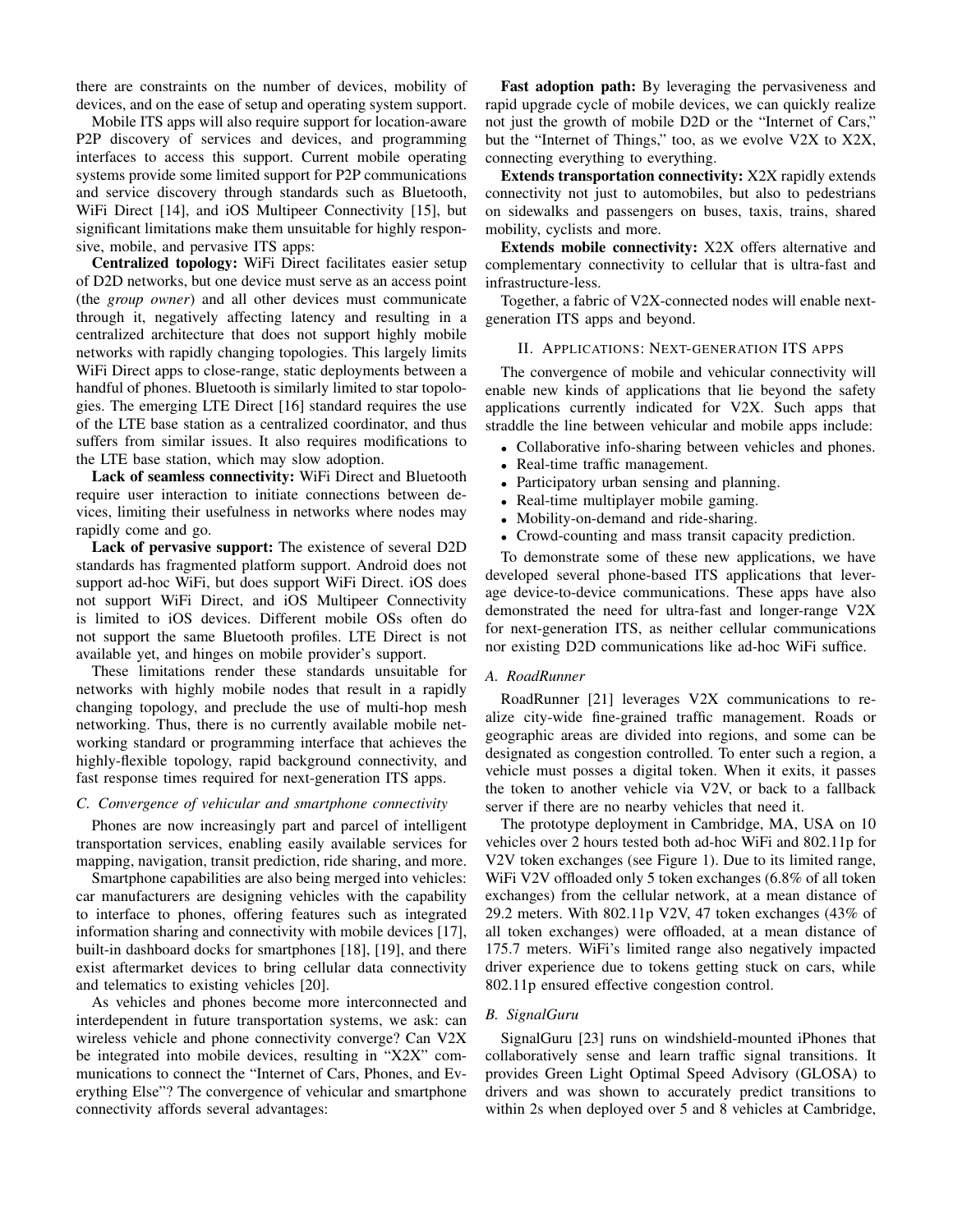there are constraints on the number of devices, mobility of devices, and on the ease of setup and operating system support.

Mobile ITS apps will also require support for location-aware P2P discovery of services and devices, and programming interfaces to access this support. Current mobile operating systems provide some limited support for P2P communications and service discovery through standards such as Bluetooth, WiFi Direct [14], and iOS Multipeer Connectivity [15], but significant limitations make them unsuitable for highly responsive, mobile, and pervasive ITS apps:

**Centralized topology:** WiFi Direct facilitates easier setup of D2D networks, but one device must serve as an access point (the *group owner*) and all other devices must communicate through it, negatively affecting latency and resulting in a centralized architecture that does not support highly mobile networks with rapidly changing topologies. This largely limits WiFi Direct apps to close-range, static deployments between a handful of phones. Bluetooth is similarly limited to star topologies. The emerging LTE Direct [16] standard requires the use of the LTE base station as a centralized coordinator, and thus suffers from similar issues. It also requires modifications to the LTE base station, which may slow adoption.

**Lack of seamless connectivity:** WiFi Direct and Bluetooth require user interaction to initiate connections between devices, limiting their usefulness in networks where nodes may rapidly come and go.

**Lack of pervasive support:** The existence of several D2D standards has fragmented platform support. Android does not support ad-hoc WiFi, but does support WiFi Direct. iOS does not support WiFi Direct, and iOS Multipeer Connectivity is limited to iOS devices. Different mobile OSs often do not support the same Bluetooth profiles. LTE Direct is not available yet, and hinges on mobile provider's support.

These limitations render these standards unsuitable for networks with highly mobile nodes that result in a rapidly changing topology, and preclude the use of multi-hop mesh networking. Thus, there is no currently available mobile networking standard or programming interface that achieves the highly-flexible topology, rapid background connectivity, and fast response times required for next-generation ITS apps.

### C. Convergence of vehicular and smartphone connectivity

Phones are now increasingly part and parcel of intelligent transportation services, enabling easily available services for mapping, navigation, transit prediction, ride sharing, and more.

Smartphone capabilities are also being merged into vehicles: car manufacturers are designing vehicles with the capability to interface to phones, offering features such as integrated information sharing and connectivity with mobile devices [17], built-in dashboard docks for smartphones [18], [19], and there exist aftermarket devices to bring cellular data connectivity and telematics to existing vehicles [20].

As vehicles and phones become more interconnected and interdependent in future transportation systems, we ask: can wireless vehicle and phone connectivity converge? Can V2X be integrated into mobile devices, resulting in "X2X" communications to connect the "Internet of Cars, Phones, and Everything Else"? The convergence of vehicular and smartphone connectivity affords several advantages:

**Fast adoption path:** By leveraging the pervasiveness and rapid upgrade cycle of mobile devices, we can quickly realize not just the growth of mobile D2D or the "Internet of Cars," but the "Internet of Things," too, as we evolve V2X to X2X, connecting everything to everything.

**Extends transportation connectivity:** X2X rapidly extends connectivity not just to automobiles, but also to pedestrians on sidewalks and passengers on buses, taxis, trains, shared mobility, cyclists and more.

**Extends mobile connectivity:** X2X offers alternative and complementary connectivity to cellular that is ultra-fast and infrastructure-less.

Together, a fabric of V2X-connected nodes will enable next-generation ITS apps and beyond.

## II. Applications: Next-generation ITS apps

The convergence of mobile and vehicular connectivity will enable new kinds of applications that lie beyond the safety applications currently indicated for V2X. Such apps that straddle the line between vehicular and mobile apps include:

- Collaborative info-sharing between vehicles and phones.
- Real-time traffic management.
- Participatory urban sensing and planning.
- Real-time multiplayer mobile gaming.
- Mobility-on-demand and ride-sharing.
- Crowd-counting and mass transit capacity prediction.

To demonstrate some of these new applications, we have developed several phone-based ITS applications that leverage device-to-device communications. These apps have also demonstrated the need for ultra-fast and longer-range V2X for next-generation ITS, as neither cellular communications nor existing D2D communications like ad-hoc WiFi suffice.

### A. RoadRunner

RoadRunner [21] leverages V2X communications to realize city-wide fine-grained traffic management. Roads or geographic areas are divided into regions, and some can be designated as congestion controlled. To enter such a region, a vehicle must posses a digital token. When it exits, it passes the token to another vehicle via V2V, or back to a fallback server if there are no nearby vehicles that need it.

The prototype deployment in Cambridge, MA, USA on 10 vehicles over 2 hours tested both ad-hoc WiFi and 802.11p for V2V token exchanges (see Figure 1). Due to its limited range, WiFi V2V offloaded only 5 token exchanges (6.8% of all token exchanges) from the cellular network, at a mean distance of 29.2 meters. With 802.11p V2V, 47 token exchanges (43% of all token exchanges) were offloaded, at a mean distance of 175.7 meters. WiFi's limited range also negatively impacted driver experience due to tokens getting stuck on cars, while 802.11p ensured effective congestion control.

### B. SignalGuru

SignalGuru [23] runs on windshield-mounted iPhones that collaboratively sense and learn traffic signal transitions. It provides Green Light Optimal Speed Advisory (GLOSA) to drivers and was shown to accurately predict transitions to within 2s when deployed over 5 and 8 vehicles at Cambridge,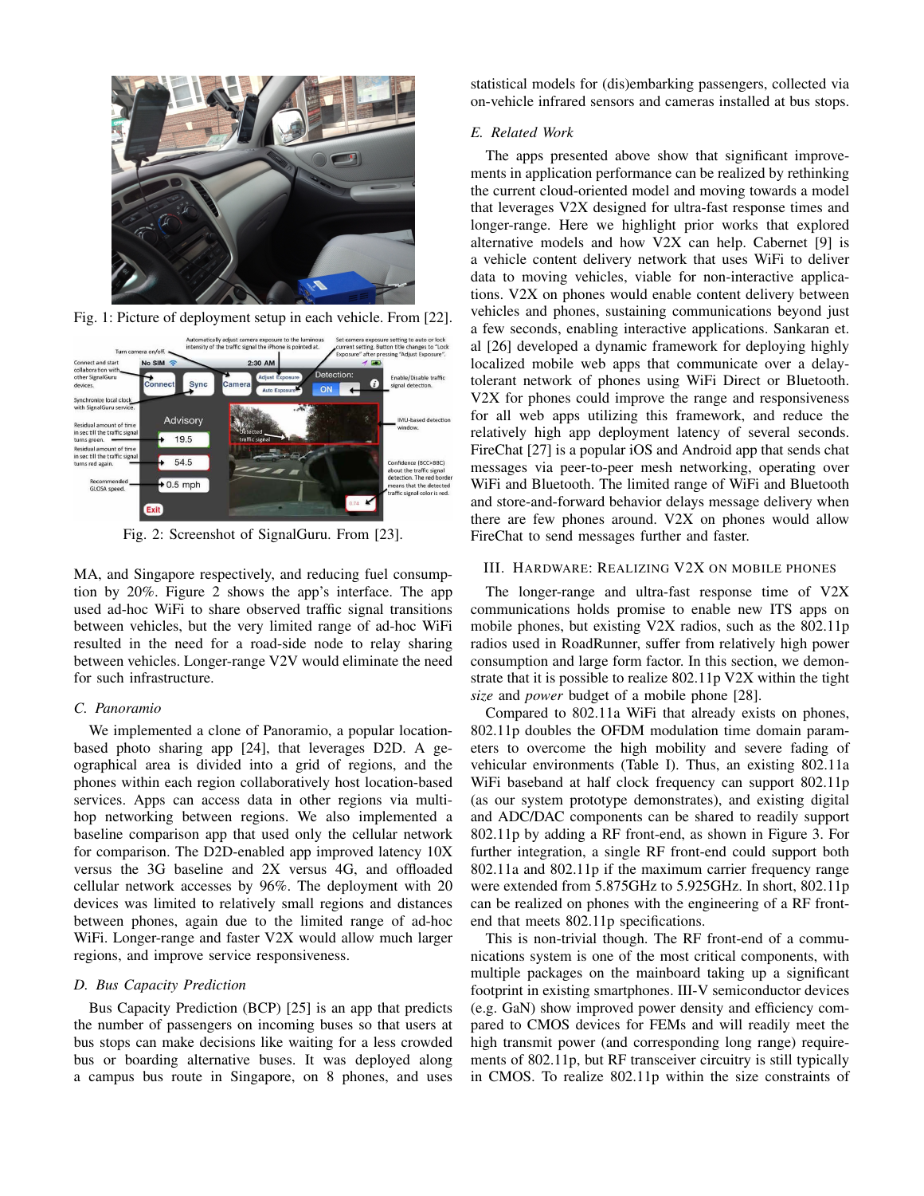Fig. 1: Picture of deployment setup in each vehicle. From [22].

Fig. 2: Screenshot of SignalGuru. From [23].

MA, and Singapore respectively, and reducing fuel consumption by 20%. Figure 2 shows the app's interface. The app used ad-hoc WiFi to share observed traffic signal transitions between vehicles, but the very limited range of ad-hoc WiFi resulted in the need for a road-side node to relay sharing between vehicles. Longer-range V2V would eliminate the need for such infrastructure.

### C. Panoramio

We implemented a clone of Panoramio, a popular location-based photo sharing app [24], that leverages D2D. A geographical area is divided into a grid of regions, and the phones within each region collaboratively host location-based services. Apps can access data in other regions via multi-hop networking between regions. We also implemented a baseline comparison app that used only the cellular network for comparison. The D2D-enabled app improved latency 10X versus the 3G baseline and 2X versus 4G, and offloaded cellular network accesses by 96%. The deployment with 20 devices was limited to relatively small regions and distances between phones, again due to the limited range of ad-hoc WiFi. Longer-range and faster V2X would allow much larger regions, and improve service responsiveness.

### D. Bus Capacity Prediction

Bus Capacity Prediction (BCP) [25] is an app that predicts the number of passengers on incoming buses so that users at bus stops can make decisions like waiting for a less crowded bus or boarding alternative buses. It was deployed along a campus bus route in Singapore, on 8 phones, and uses statistical models for (dis)embarking passengers, collected via on-vehicle infrared sensors and cameras installed at bus stops.

### E. Related Work

The apps presented above show that significant improvements in application performance can be realized by rethinking the current cloud-oriented model and moving towards a model that leverages V2X designed for ultra-fast response times and longer-range. Here we highlight prior works that explored alternative models and how V2X can help. Cabernet [9] is a vehicle content delivery network that uses WiFi to deliver data to moving vehicles, viable for non-interactive applications. V2X on phones would enable content delivery between vehicles and phones, sustaining communications beyond just a few seconds, enabling interactive applications. Sankaran et. al [26] developed a dynamic framework for deploying highly localized mobile web apps that communicate over a delay-tolerant network of phones using WiFi Direct or Bluetooth. V2X for phones could improve the range and responsiveness for all web apps utilizing this framework, and reduce the relatively high app deployment latency of several seconds. FireChat [27] is a popular iOS and Android app that sends chat messages via peer-to-peer mesh networking, operating over WiFi and Bluetooth. The limited range of WiFi and Bluetooth and store-and-forward behavior delays message delivery when there are few phones around. V2X on phones would allow FireChat to send messages further and faster.

## III. Hardware: Realizing V2X on Mobile Phones

The longer-range and ultra-fast response time of V2X communications holds promise to enable new ITS apps on mobile phones, but existing V2X radios, such as the 802.11p radios used in RoadRunner, suffer from relatively high power consumption and large form factor. In this section, we demonstrate that it is possible to realize 802.11p V2X within the tight *size* and *power* budget of a mobile phone [28].

Compared to 802.11a WiFi that already exists on phones, 802.11p doubles the OFDM modulation time domain parameters to overcome the high mobility and severe fading of vehicular environments (Table I). Thus, an existing 802.11a WiFi baseband at half clock frequency can support 802.11p (as our system prototype demonstrates), and existing digital and ADC/DAC components can be shared to readily support 802.11p by adding a RF front-end, as shown in Figure 3. For further integration, a single RF front-end could support both 802.11a and 802.11p if the maximum carrier frequency range were extended from 5.875GHz to 5.925GHz. In short, 802.11p can be realized on phones with the engineering of a RF front-end that meets 802.11p specifications.

This is non-trivial though. The RF front-end of a communications system is one of the most critical components, with multiple packages on the mainboard taking up a significant footprint in existing smartphones. III-V semiconductor devices (e.g. GaN) show improved power density and efficiency compared to CMOS devices for FEMs and will readily meet the high transmit power (and corresponding long range) requirements of 802.11p, but RF transceiver circuitry is still typically in CMOS. To realize 802.11p within the size constraints of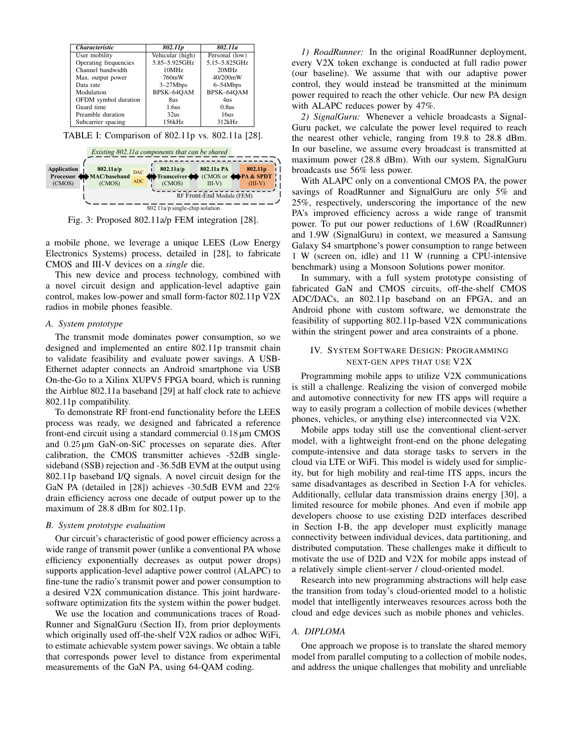| *Characteristic* | *802.11p* | *802.11a* |
|---|---|---|
| User mobility | Vehicular (high) | Personal (low) |
| Operating frequencies | 5.85–5.925GHz | 5.15–5.825GHz |
| Channel bandwidth | 10MHz | 20MHz |
| Max. output power | 760mW | 40/200mW |
| Data rate | 3–27Mbps | 6–54Mbps |
| Modulation | BPSK–64QAM | BPSK–64QAM |
| OFDM symbol duration | 8us | 4us |
| Guard time | 1.6us | 0.8us |
| Preamble duration | 32us | 16us |
| Subcarrier spacing | 156kHz | 312kHz |

TABLE I: Comparison of 802.11p vs. 802.11a [28].

Fig. 3: Proposed 802.11a/p FEM integration [28].

a mobile phone, we leverage a unique LEES (Low Energy Electronics Systems) process, detailed in [28], to fabricate CMOS and III-V devices on a *single* die.

This new device and process technology, combined with a novel circuit design and application-level adaptive gain control, makes low-power and small form-factor 802.11p V2X radios in mobile phones feasible.

### A. System prototype

The transmit mode dominates power consumption, so we designed and implemented an entire 802.11p transmit chain to validate feasibility and evaluate power savings. A USB-Ethernet adapter connects an Android smartphone via USB On-the-Go to a Xilinx XUPV5 FPGA board, which is running the Airblue 802.11a baseband [29] at half clock rate to achieve 802.11p compatibility.

To demonstrate RF front-end functionality before the LEES process was ready, we designed and fabricated a reference front-end circuit using a standard commercial 0.18 µm CMOS and 0.25 µm GaN-on-SiC processes on separate dies. After calibration, the CMOS transmitter achieves -52dB single-sideband (SSB) rejection and -36.5dB EVM at the output using 802.11p baseband I/Q signals. A novel circuit design for the GaN PA (detailed in [28]) achieves -30.5dB EVM and 22% drain efficiency across one decade of output power up to the maximum of 28.8 dBm for 802.11p.

### B. System prototype evaluation

Our circuit's characteristic of good power efficiency across a wide range of transmit power (unlike a conventional PA whose efficiency exponentially decreases as output power drops) supports application-level adaptive power control (ALAPC) to fine-tune the radio's transmit power and power consumption to a desired V2X communication distance. This joint hardware-software optimization fits the system within the power budget.

We use the location and communications traces of Road-Runner and SignalGuru (Section II), from prior deployments which originally used off-the-shelf V2X radios or adhoc WiFi, to estimate achievable system power savings. We obtain a table that corresponds power level to distance from experimental measurements of the GaN PA, using 64-QAM coding.

*1) RoadRunner:* In the original RoadRunner deployment, every V2X token exchange is conducted at full radio power (our baseline). We assume that with our adaptive power control, they would instead be transmitted at the minimum power required to reach the other vehicle. Our new PA design with ALAPC reduces power by 47%.

*2) SignalGuru:* Whenever a vehicle broadcasts a SignalGuru packet, we calculate the power level required to reach the nearest other vehicle, ranging from 19.8 to 28.8 dBm. In our baseline, we assume every broadcast is transmitted at maximum power (28.8 dBm). With our system, SignalGuru broadcasts use 56% less power.

With ALAPC only on a conventional CMOS PA, the power savings of RoadRunner and SignalGuru are only 5% and 25%, respectively, underscoring the importance of the new PA's improved efficiency across a wide range of transmit power. To put our power reductions of 1.6W (RoadRunner) and 1.9W (SignalGuru) in context, we measured a Samsung Galaxy S4 smartphone's power consumption to range between 1 W (screen on, idle) and 11 W (running a CPU-intensive benchmark) using a Monsoon Solutions power monitor.

In summary, with a full system prototype consisting of fabricated GaN and CMOS circuits, off-the-shelf CMOS ADC/DACs, an 802.11p baseband on an FPGA, and an Android phone with custom software, we demonstrate the feasibility of supporting 802.11p-based V2X communications within the stringent power and area constraints of a phone.

## IV. System Software Design: Programming next-gen apps that use V2X

Programming mobile apps to utilize V2X communications is still a challenge. Realizing the vision of converged mobile and automotive connectivity for new ITS apps will require a way to easily program a collection of mobile devices (whether phones, vehicles, or anything else) interconnected via V2X.

Mobile apps today still use the conventional client-server model, with a lightweight front-end on the phone delegating compute-intensive and data storage tasks to servers in the cloud via LTE or WiFi. This model is widely used for simplicity, but for high mobility and real-time ITS apps, incurs the same disadvantages as described in Section I-A for vehicles. Additionally, cellular data transmission drains energy [30], a limited resource for mobile phones. And even if mobile app developers choose to use existing D2D interfaces described in Section I-B, the app developer must explicitly manage connectivity between individual devices, data partitioning, and distributed computation. These challenges make it difficult to motivate the use of D2D and V2X for mobile apps instead of a relatively simple client-server / cloud-oriented model.

Research into new programming abstractions will help ease the transition from today's cloud-oriented model to a holistic model that intelligently interweaves resources across both the cloud and edge devices such as mobile phones and vehicles.

### A. DIPLOMA

One approach we propose is to translate the shared memory model from parallel computing to a collection of mobile nodes, and address the unique challenges that mobility and unreliable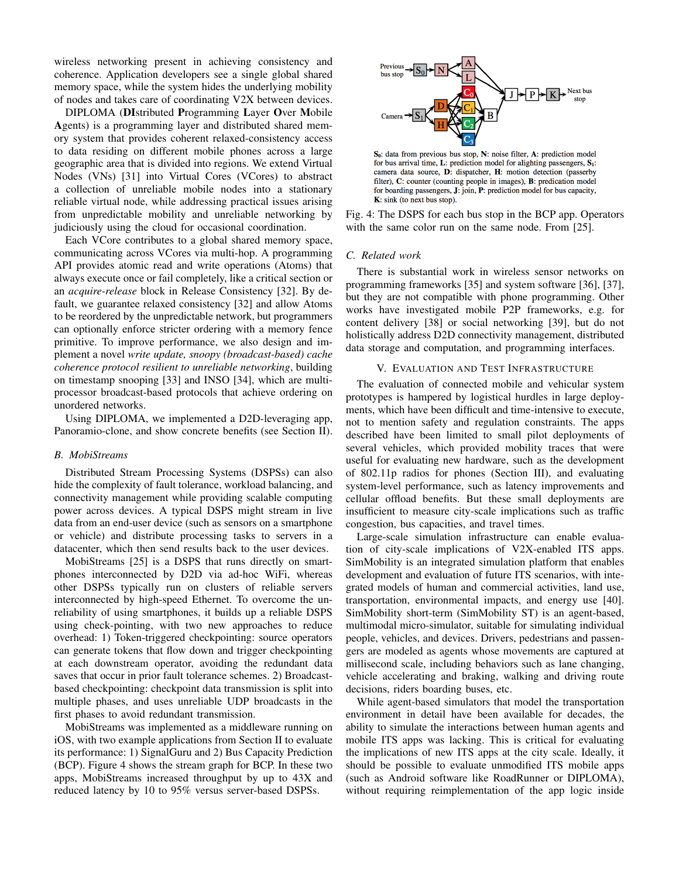wireless networking present in achieving consistency and coherence. Application developers see a single global shared memory space, while the system hides the underlying mobility of nodes and takes care of coordinating V2X between devices.

DIPLOMA (**DI**stributed **P**rogramming **L**ayer **O**ver **M**obile **A**gents) is a programming layer and distributed shared memory system that provides coherent relaxed-consistency access to data residing on different mobile phones across a large geographic area that is divided into regions. We extend Virtual Nodes (VNs) [31] into Virtual Cores (VCores) to abstract a collection of unreliable mobile nodes into a stationary reliable virtual node, while addressing practical issues arising from unpredictable mobility and unreliable networking by judiciously using the cloud for occasional coordination.

Each VCore contributes to a global shared memory space, communicating across VCores via multi-hop. A programming API provides atomic read and write operations (Atoms) that always execute once or fail completely, like a critical section or an *acquire-release* block in Release Consistency [32]. By default, we guarantee relaxed consistency [32] and allow Atoms to be reordered by the unpredictable network, but programmers can optionally enforce stricter ordering with a memory fence primitive. To improve performance, we also design and implement a novel *write update, snoopy (broadcast-based) cache coherence protocol resilient to unreliable networking*, building on timestamp snooping [33] and INSO [34], which are multiprocessor broadcast-based protocols that achieve ordering on unordered networks.

Using DIPLOMA, we implemented a D2D-leveraging app, Panoramio-clone, and show concrete benefits (see Section II).

### B. MobiStreams

Distributed Stream Processing Systems (DSPSs) can also hide the complexity of fault tolerance, workload balancing, and connectivity management while providing scalable computing power across devices. A typical DSPS might stream in live data from an end-user device (such as sensors on a smartphone or vehicle) and distribute processing tasks to servers in a datacenter, which then send results back to the user devices.

MobiStreams [25] is a DSPS that runs directly on smartphones interconnected by D2D via ad-hoc WiFi, whereas other DSPSs typically run on clusters of reliable servers interconnected by high-speed Ethernet. To overcome the unreliability of using smartphones, it builds up a reliable DSPS using check-pointing, with two new approaches to reduce overhead: 1) Token-triggered checkpointing: source operators can generate tokens that flow down and trigger checkpointing at each downstream operator, avoiding the redundant data saves that occur in prior fault tolerance schemes. 2) Broadcast-based checkpointing: checkpoint data transmission is split into multiple phases, and uses unreliable UDP broadcasts in the first phases to avoid redundant transmission.

MobiStreams was implemented as a middleware running on iOS, with two example applications from Section II to evaluate its performance: 1) SignalGuru and 2) Bus Capacity Prediction (BCP). Figure 4 shows the stream graph for BCP. In these two apps, MobiStreams increased throughput by up to 43X and reduced latency by 10 to 95% versus server-based DSPSs.

**$S_0$**: data from previous bus stop, **N**: noise filter, **A**: prediction model for bus arrival time, **L**: prediction model for alighting passengers, **$S_1$**: camera data source, **D**: dispatcher, **H**: motion detection (passerby filter), **C**: counter (counting people in images), **B**: predication model for boarding passengers, **J**: join, **P**: prediction model for bus capacity, **K**: sink (to next bus stop).

Fig. 4: The DSPS for each bus stop in the BCP app. Operators with the same color run on the same node. From [25].

### C. Related work

There is substantial work in wireless sensor networks on programming frameworks [35] and system software [36], [37], but they are not compatible with phone programming. Other works have investigated mobile P2P frameworks, e.g. for content delivery [38] or social networking [39], but do not holistically address D2D connectivity management, distributed data storage and computation, and programming interfaces.

## V. Evaluation and Test Infrastructure

The evaluation of connected mobile and vehicular system prototypes is hampered by logistical hurdles in large deployments, which have been difficult and time-intensive to execute, not to mention safety and regulation constraints. The apps described have been limited to small pilot deployments of several vehicles, which provided mobility traces that were useful for evaluating new hardware, such as the development of 802.11p radios for phones (Section III), and evaluating system-level performance, such as latency improvements and cellular offload benefits. But these small deployments are insufficient to measure city-scale implications such as traffic congestion, bus capacities, and travel times.

Large-scale simulation infrastructure can enable evaluation of city-scale implications of V2X-enabled ITS apps. SimMobility is an integrated simulation platform that enables development and evaluation of future ITS scenarios, with integrated models of human and commercial activities, land use, transportation, environmental impacts, and energy use [40]. SimMobility short-term (SimMobility ST) is an agent-based, multimodal micro-simulator, suitable for simulating individual people, vehicles, and devices. Drivers, pedestrians and passengers are modeled as agents whose movements are captured at millisecond scale, including behaviors such as lane changing, vehicle accelerating and braking, walking and driving route decisions, riders boarding buses, etc.

While agent-based simulators that model the transportation environment in detail have been available for decades, the ability to simulate the interactions between human agents and mobile ITS apps was lacking. This is critical for evaluating the implications of new ITS apps at the city scale. Ideally, it should be possible to evaluate unmodified ITS mobile apps (such as Android software like RoadRunner or DIPLOMA), without requiring reimplementation of the app logic inside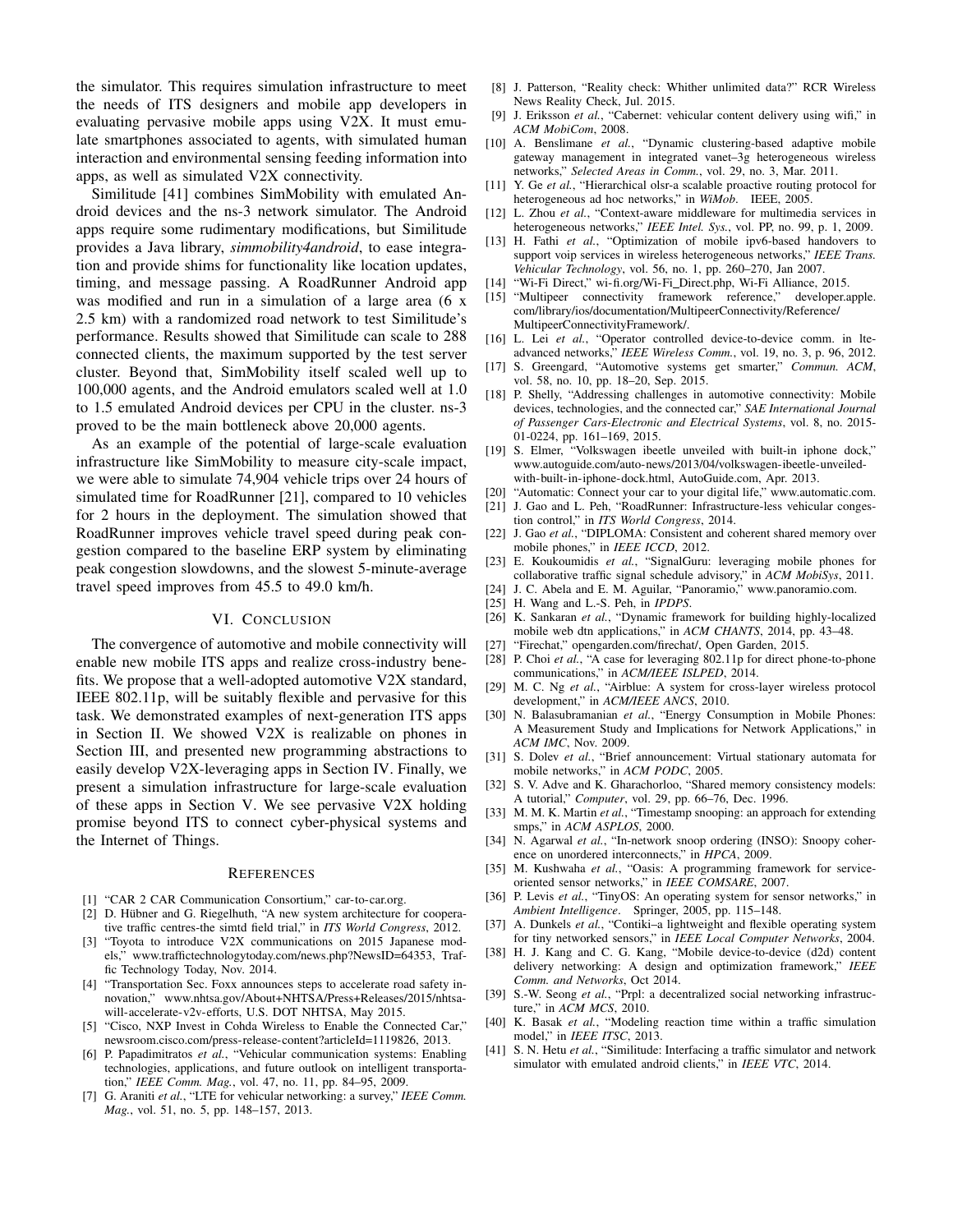the simulator. This requires simulation infrastructure to meet the needs of ITS designers and mobile app developers in evaluating pervasive mobile apps using V2X. It must emulate smartphones associated to agents, with simulated human interaction and environmental sensing feeding information into apps, as well as simulated V2X connectivity.

Similitude [41] combines SimMobility with emulated Android devices and the ns-3 network simulator. The Android apps require some rudimentary modifications, but Similitude provides a Java library, *simmobility4android*, to ease integration and provide shims for functionality like location updates, timing, and message passing. A RoadRunner Android app was modified and run in a simulation of a large area (6 x 2.5 km) with a randomized road network to test Similitude's performance. Results showed that Similitude can scale to 288 connected clients, the maximum supported by the test server cluster. Beyond that, SimMobility itself scaled well up to 100,000 agents, and the Android emulators scaled well at 1.0 to 1.5 emulated Android devices per CPU in the cluster. ns-3 proved to be the main bottleneck above 20,000 agents.

As an example of the potential of large-scale evaluation infrastructure like SimMobility to measure city-scale impact, we were able to simulate 74,904 vehicle trips over 24 hours of simulated time for RoadRunner [21], compared to 10 vehicles for 2 hours in the deployment. The simulation showed that RoadRunner improves vehicle travel speed during peak congestion compared to the baseline ERP system by eliminating peak congestion slowdowns, and the slowest 5-minute-average travel speed improves from 45.5 to 49.0 km/h.

## VI. Conclusion

The convergence of automotive and mobile connectivity will enable new mobile ITS apps and realize cross-industry benefits. We propose that a well-adopted automotive V2X standard, IEEE 802.11p, will be suitably flexible and pervasive for this task. We demonstrated examples of next-generation ITS apps in Section II. We showed V2X is realizable on phones in Section III, and presented new programming abstractions to easily develop V2X-leveraging apps in Section IV. Finally, we present a simulation infrastructure for large-scale evaluation of these apps in Section V. We see pervasive V2X holding promise beyond ITS to connect cyber-physical systems and the Internet of Things.

## References

[1] "CAR 2 CAR Communication Consortium," car-to-car.org.

[2] D. Hübner and G. Riegelhuth, "A new system architecture for cooperative traffic centres-the simtd field trial," in *ITS World Congress*, 2012.

[3] "Toyota to introduce V2X communications on 2015 Japanese models," www.traffictechnologytoday.com/news.php?NewsID=64353, Traffic Technology Today, Nov. 2014.

[4] "Transportation Sec. Foxx announces steps to accelerate road safety innovation," www.nhtsa.gov/About+NHTSA/Press+Releases/2015/nhtsa-will-accelerate-v2v-efforts, U.S. DOT NHTSA, May 2015.

[5] "Cisco, NXP Invest in Cohda Wireless to Enable the Connected Car," newsroom.cisco.com/press-release-content?articleId=1119826, 2013.

[6] P. Papadimitratos *et al.*, "Vehicular communication systems: Enabling technologies, applications, and future outlook on intelligent transportation," *IEEE Comm. Mag.*, vol. 47, no. 11, pp. 84–95, 2009.

[7] G. Araniti *et al.*, "LTE for vehicular networking: a survey," *IEEE Comm. Mag.*, vol. 51, no. 5, pp. 148–157, 2013.

[8] J. Patterson, "Reality check: Whither unlimited data?" RCR Wireless News Reality Check, Jul. 2015.

[9] J. Eriksson *et al.*, "Cabernet: vehicular content delivery using wifi," in *ACM MobiCom*, 2008.

[10] A. Benslimane *et al.*, "Dynamic clustering-based adaptive mobile gateway management in integrated vanet–3g heterogeneous wireless networks," *Selected Areas in Comm.*, vol. 29, no. 3, Mar. 2011.

[11] Y. Ge *et al.*, "Hierarchical olsr-a scalable proactive routing protocol for heterogeneous ad hoc networks," in *WiMob*. IEEE, 2005.

[12] L. Zhou *et al.*, "Context-aware middleware for multimedia services in heterogeneous networks," *IEEE Intel. Sys.*, vol. PP, no. 99, p. 1, 2009.

[13] H. Fathi *et al.*, "Optimization of mobile ipv6-based handovers to support voip services in wireless heterogeneous networks," *IEEE Trans. Vehicular Technology*, vol. 56, no. 1, pp. 260–270, Jan 2007.

[14] "Wi-Fi Direct," wi-fi.org/Wi-Fi_Direct.php, Wi-Fi Alliance, 2015.

[15] "Multipeer connectivity framework reference," developer.apple.com/library/ios/documentation/MultipeerConnectivity/Reference/MultipeerConnectivityFramework/.

[16] L. Lei *et al.*, "Operator controlled device-to-device comm. in lte-advanced networks," *IEEE Wireless Comm.*, vol. 19, no. 3, p. 96, 2012.

[17] S. Greengard, "Automotive systems get smarter," *Commun. ACM*, vol. 58, no. 10, pp. 18–20, Sep. 2015.

[18] P. Shelly, "Addressing challenges in automotive connectivity: Mobile devices, technologies, and the connected car," *SAE International Journal of Passenger Cars-Electronic and Electrical Systems*, vol. 8, no. 2015-01-0224, pp. 161–169, 2015.

[19] S. Elmer, "Volkswagen ibeetle unveiled with built-in iphone dock," www.autoguide.com/auto-news/2013/04/volkswagen-ibeetle-unveiled-with-built-in-iphone-dock.html, AutoGuide.com, Apr. 2013.

[20] "Automatic: Connect your car to your digital life," www.automatic.com.

[21] J. Gao and L. Peh, "RoadRunner: Infrastructure-less vehicular congestion control," in *ITS World Congress*, 2014.

[22] J. Gao *et al.*, "DIPLOMA: Consistent and coherent shared memory over mobile phones," in *IEEE ICCD*, 2012.

[23] E. Koukoumidis *et al.*, "SignalGuru: leveraging mobile phones for collaborative traffic signal schedule advisory," in *ACM MobiSys*, 2011.

[24] J. C. Abela and E. M. Aguilar, "Panoramio," www.panoramio.com.

[25] H. Wang and L.-S. Peh, in *IPDPS*.

[26] K. Sankaran *et al.*, "Dynamic framework for building highly-localized mobile web dtn applications," in *ACM CHANTS*, 2014, pp. 43–48.

[27] "Firechat," opengarden.com/firechat/, Open Garden, 2015.

[28] P. Choi *et al.*, "A case for leveraging 802.11p for direct phone-to-phone communications," in *ACM/IEEE ISLPED*, 2014.

[29] M. C. Ng *et al.*, "Airblue: A system for cross-layer wireless protocol development," in *ACM/IEEE ANCS*, 2010.

[30] N. Balasubramanian *et al.*, "Energy Consumption in Mobile Phones: A Measurement Study and Implications for Network Applications," in *ACM IMC*, Nov. 2009.

[31] S. Dolev *et al.*, "Brief announcement: Virtual stationary automata for mobile networks," in *ACM PODC*, 2005.

[32] S. V. Adve and K. Gharachorloo, "Shared memory consistency models: A tutorial," *Computer*, vol. 29, pp. 66–76, Dec. 1996.

[33] M. M. K. Martin *et al.*, "Timestamp snooping: an approach for extending smps," in *ACM ASPLOS*, 2000.

[34] N. Agarwal *et al.*, "In-network snoop ordering (INSO): Snoopy coherence on unordered interconnects," in *HPCA*, 2009.

[35] M. Kushwaha *et al.*, "Oasis: A programming framework for service-oriented sensor networks," in *IEEE COMSARE*, 2007.

[36] P. Levis *et al.*, "TinyOS: An operating system for sensor networks," in *Ambient Intelligence*. Springer, 2005, pp. 115–148.

[37] A. Dunkels *et al.*, "Contiki–a lightweight and flexible operating system for tiny networked sensors," in *IEEE Local Computer Networks*, 2004.

[38] H. J. Kang and C. G. Kang, "Mobile device-to-device (d2d) content delivery networking: A design and optimization framework," *IEEE Comm. and Networks*, Oct 2014.

[39] S.-W. Seong *et al.*, "Prpl: a decentralized social networking infrastructure," in *ACM MCS*, 2010.

[40] K. Basak *et al.*, "Modeling reaction time within a traffic simulation model," in *IEEE ITSC*, 2013.

[41] S. N. Hetu *et al.*, "Similitude: Interfacing a traffic simulator and network simulator with emulated android clients," in *IEEE VTC*, 2014.